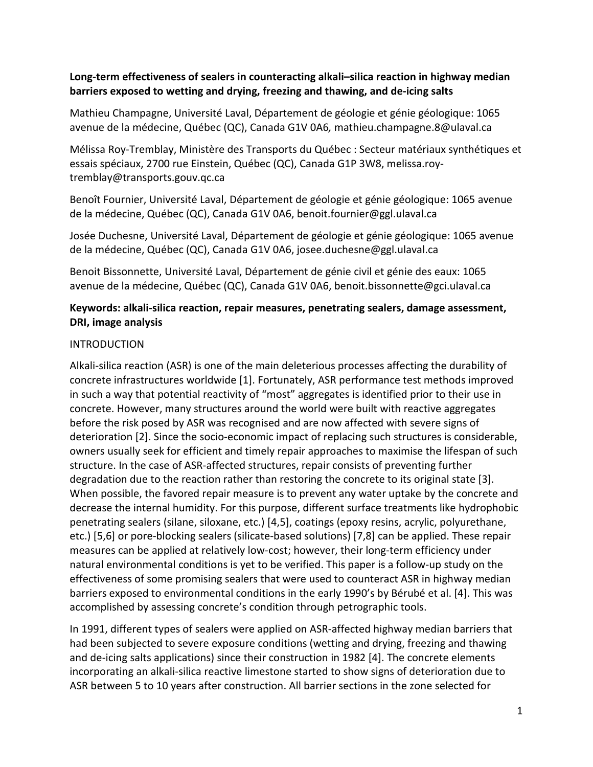**Long-term effectiveness of sealers in counteracting alkali–silica reaction in highway median barriers exposed to wetting and drying, freezing and thawing, and de-icing salts**

Mathieu Champagne, Université Laval, Département de géologie et génie géologique: 1065 avenue de la médecine, Québec (QC), Canada G1V 0A6*,* mathieu.champagne.8@ulaval.ca

Mélissa Roy-Tremblay, Ministère des Transports du Québec : Secteur matériaux synthétiques et essais spéciaux, 2700 rue Einstein, Québec (QC), Canada G1P 3W8, melissa.roy-tremblay@transports.gouv.qc.ca

Benoît Fournier, Université Laval, Département de géologie et génie géologique: 1065 avenue de la médecine, Québec (QC), Canada G1V 0A6, benoit.fournier@ggl.ulaval.ca

Josée Duchesne, Université Laval, Département de géologie et génie géologique: 1065 avenue de la médecine, Québec (QC), Canada G1V 0A6, josee.duchesne@ggl.ulaval.ca

Benoit Bissonnette, Université Laval, Département de génie civil et génie des eaux: 1065 avenue de la médecine, Québec (QC), Canada G1V 0A6, benoit.bissonnette@gci.ulaval.ca

**Keywords: alkali-silica reaction, repair measures, penetrating sealers, damage assessment, DRI, image analysis**

## INTRODUCTION

Alkali-silica reaction (ASR) is one of the main deleterious processes affecting the durability of concrete infrastructures worldwide [1]. Fortunately, ASR performance test methods improved in such a way that potential reactivity of "most" aggregates is identified prior to their use in concrete. However, many structures around the world were built with reactive aggregates before the risk posed by ASR was recognised and are now affected with severe signs of deterioration [2]. Since the socio-economic impact of replacing such structures is considerable, owners usually seek for efficient and timely repair approaches to maximise the lifespan of such structure. In the case of ASR-affected structures, repair consists of preventing further degradation due to the reaction rather than restoring the concrete to its original state [3]. When possible, the favored repair measure is to prevent any water uptake by the concrete and decrease the internal humidity. For this purpose, different surface treatments like hydrophobic penetrating sealers (silane, siloxane, etc.) [4,5], coatings (epoxy resins, acrylic, polyurethane, etc.) [5,6] or pore-blocking sealers (silicate-based solutions) [7,8] can be applied. These repair measures can be applied at relatively low-cost; however, their long-term efficiency under natural environmental conditions is yet to be verified. This paper is a follow-up study on the effectiveness of some promising sealers that were used to counteract ASR in highway median barriers exposed to environmental conditions in the early 1990's by Bérubé et al. [4]. This was accomplished by assessing concrete's condition through petrographic tools.

In 1991, different types of sealers were applied on ASR-affected highway median barriers that had been subjected to severe exposure conditions (wetting and drying, freezing and thawing and de-icing salts applications) since their construction in 1982 [4]. The concrete elements incorporating an alkali-silica reactive limestone started to show signs of deterioration due to ASR between 5 to 10 years after construction. All barrier sections in the zone selected for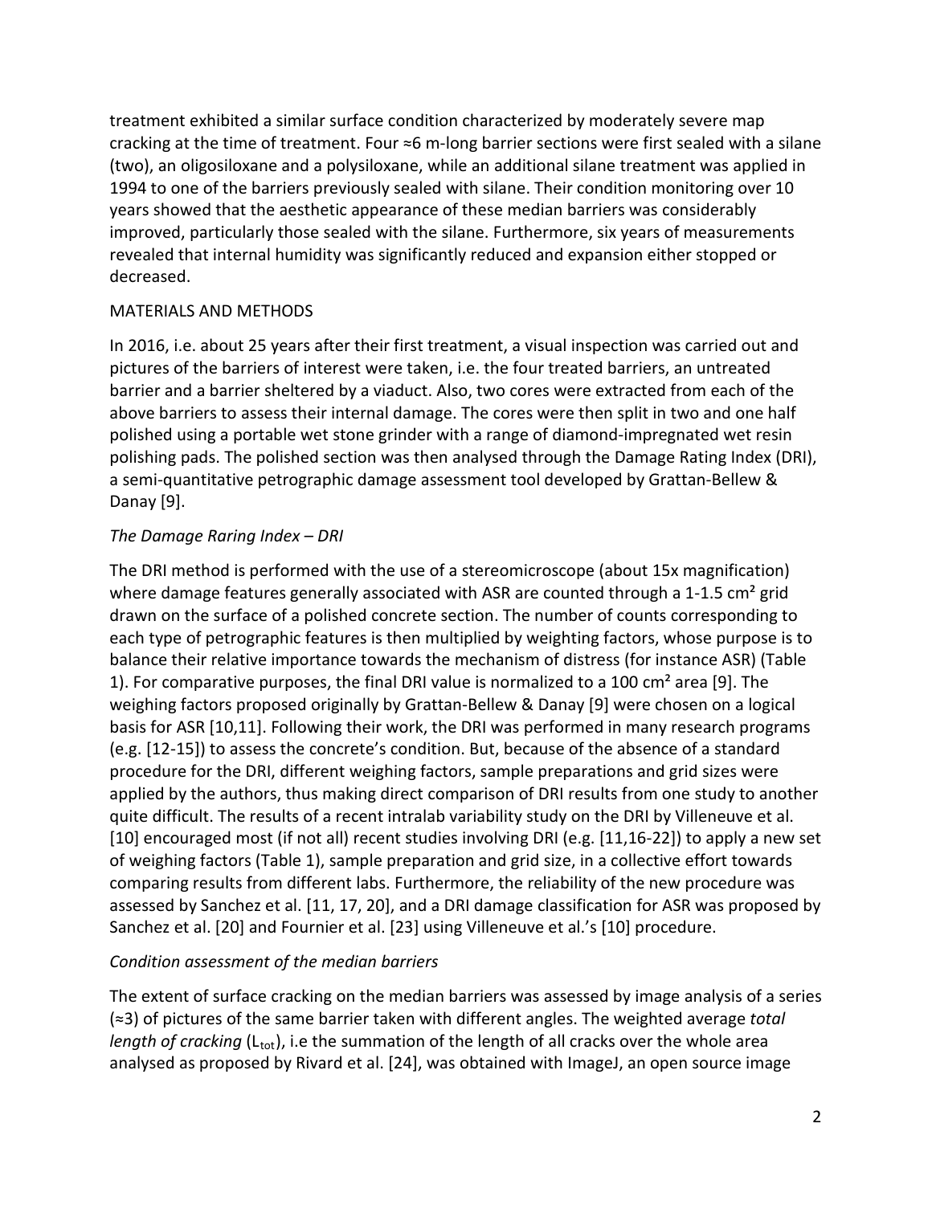treatment exhibited a similar surface condition characterized by moderately severe map cracking at the time of treatment. Four ≈6 m-long barrier sections were first sealed with a silane (two), an oligosiloxane and a polysiloxane, while an additional silane treatment was applied in 1994 to one of the barriers previously sealed with silane. Their condition monitoring over 10 years showed that the aesthetic appearance of these median barriers was considerably improved, particularly those sealed with the silane. Furthermore, six years of measurements revealed that internal humidity was significantly reduced and expansion either stopped or decreased.

## MATERIALS AND METHODS

In 2016, i.e. about 25 years after their first treatment, a visual inspection was carried out and pictures of the barriers of interest were taken, i.e. the four treated barriers, an untreated barrier and a barrier sheltered by a viaduct. Also, two cores were extracted from each of the above barriers to assess their internal damage. The cores were then split in two and one half polished using a portable wet stone grinder with a range of diamond-impregnated wet resin polishing pads. The polished section was then analysed through the Damage Rating Index (DRI), a semi-quantitative petrographic damage assessment tool developed by Grattan-Bellew & Danay [9].

### *The Damage Raring Index – DRI*

The DRI method is performed with the use of a stereomicroscope (about 15x magnification) where damage features generally associated with ASR are counted through a 1-1.5 cm² grid drawn on the surface of a polished concrete section. The number of counts corresponding to each type of petrographic features is then multiplied by weighting factors, whose purpose is to balance their relative importance towards the mechanism of distress (for instance ASR) (Table 1). For comparative purposes, the final DRI value is normalized to a 100 cm² area [9]. The weighing factors proposed originally by Grattan-Bellew & Danay [9] were chosen on a logical basis for ASR [10,11]. Following their work, the DRI was performed in many research programs (e.g. [12-15]) to assess the concrete's condition. But, because of the absence of a standard procedure for the DRI, different weighing factors, sample preparations and grid sizes were applied by the authors, thus making direct comparison of DRI results from one study to another quite difficult. The results of a recent intralab variability study on the DRI by Villeneuve et al. [10] encouraged most (if not all) recent studies involving DRI (e.g. [11,16-22]) to apply a new set of weighing factors (Table 1), sample preparation and grid size, in a collective effort towards comparing results from different labs. Furthermore, the reliability of the new procedure was assessed by Sanchez et al. [11, 17, 20], and a DRI damage classification for ASR was proposed by Sanchez et al. [20] and Fournier et al. [23] using Villeneuve et al.'s [10] procedure.

### *Condition assessment of the median barriers*

The extent of surface cracking on the median barriers was assessed by image analysis of a series (≈3) of pictures of the same barrier taken with different angles. The weighted average *total length of cracking* ($L_{tot}$), i.e the summation of the length of all cracks over the whole area analysed as proposed by Rivard et al. [24], was obtained with ImageJ, an open source image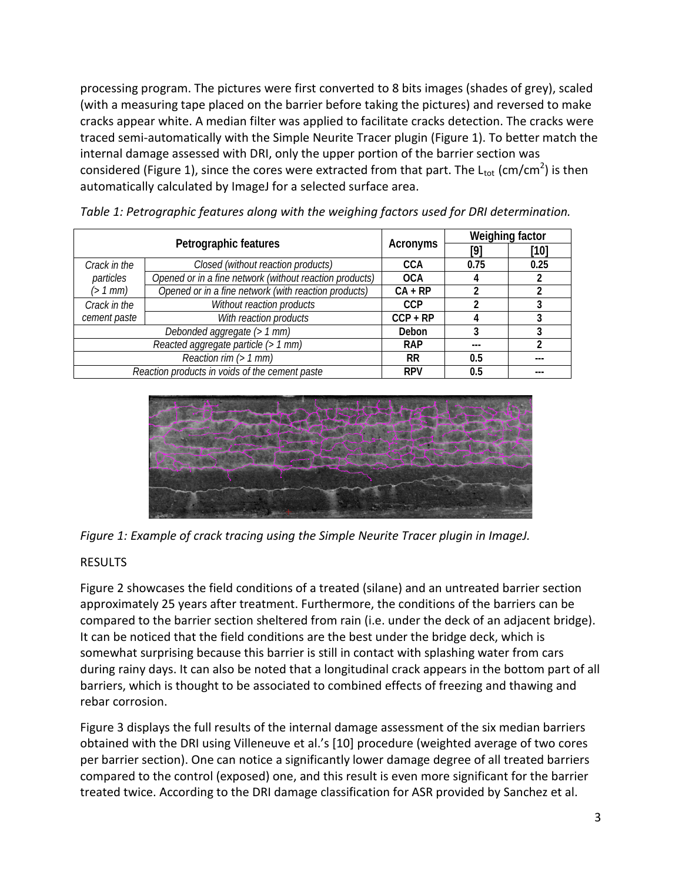processing program. The pictures were first converted to 8 bits images (shades of grey), scaled (with a measuring tape placed on the barrier before taking the pictures) and reversed to make cracks appear white. A median filter was applied to facilitate cracks detection. The cracks were traced semi-automatically with the Simple Neurite Tracer plugin (Figure 1). To better match the internal damage assessed with DRI, only the upper portion of the barrier section was considered (Figure 1), since the cores were extracted from that part. The $L_{tot}$ (cm/cm$^2$) is then automatically calculated by ImageJ for a selected surface area.

*Table 1: Petrographic features along with the weighing factors used for DRI determination.*

| Petrographic features | | Acronyms | Weighing factor | |
|---|---|---|---|---|
| | | | [9] | [10] |
| *Crack in the particles (> 1 mm)* | *Closed (without reaction products)* | CCA | 0.75 | 0.25 |
| | *Opened or in a fine network (without reaction products)* | OCA | 4 | 2 |
| | *Opened or in a fine network (with reaction products)* | CA + RP | 2 | 2 |
| *Crack in the cement paste* | *Without reaction products* | CCP | 2 | 3 |
| | *With reaction products* | CCP + RP | 4 | 3 |
| *Debonded aggregate (> 1 mm)* | | Debon | 3 | 3 |
| *Reacted aggregate particle (> 1 mm)* | | RAP | --- | 2 |
| *Reaction rim (> 1 mm)* | | RR | 0.5 | --- |
| *Reaction products in voids of the cement paste* | | RPV | 0.5 | --- |

*Figure 1: Example of crack tracing using the Simple Neurite Tracer plugin in ImageJ.*

## RESULTS

Figure 2 showcases the field conditions of a treated (silane) and an untreated barrier section approximately 25 years after treatment. Furthermore, the conditions of the barriers can be compared to the barrier section sheltered from rain (i.e. under the deck of an adjacent bridge). It can be noticed that the field conditions are the best under the bridge deck, which is somewhat surprising because this barrier is still in contact with splashing water from cars during rainy days. It can also be noted that a longitudinal crack appears in the bottom part of all barriers, which is thought to be associated to combined effects of freezing and thawing and rebar corrosion.

Figure 3 displays the full results of the internal damage assessment of the six median barriers obtained with the DRI using Villeneuve et al.'s [10] procedure (weighted average of two cores per barrier section). One can notice a significantly lower damage degree of all treated barriers compared to the control (exposed) one, and this result is even more significant for the barrier treated twice. According to the DRI damage classification for ASR provided by Sanchez et al.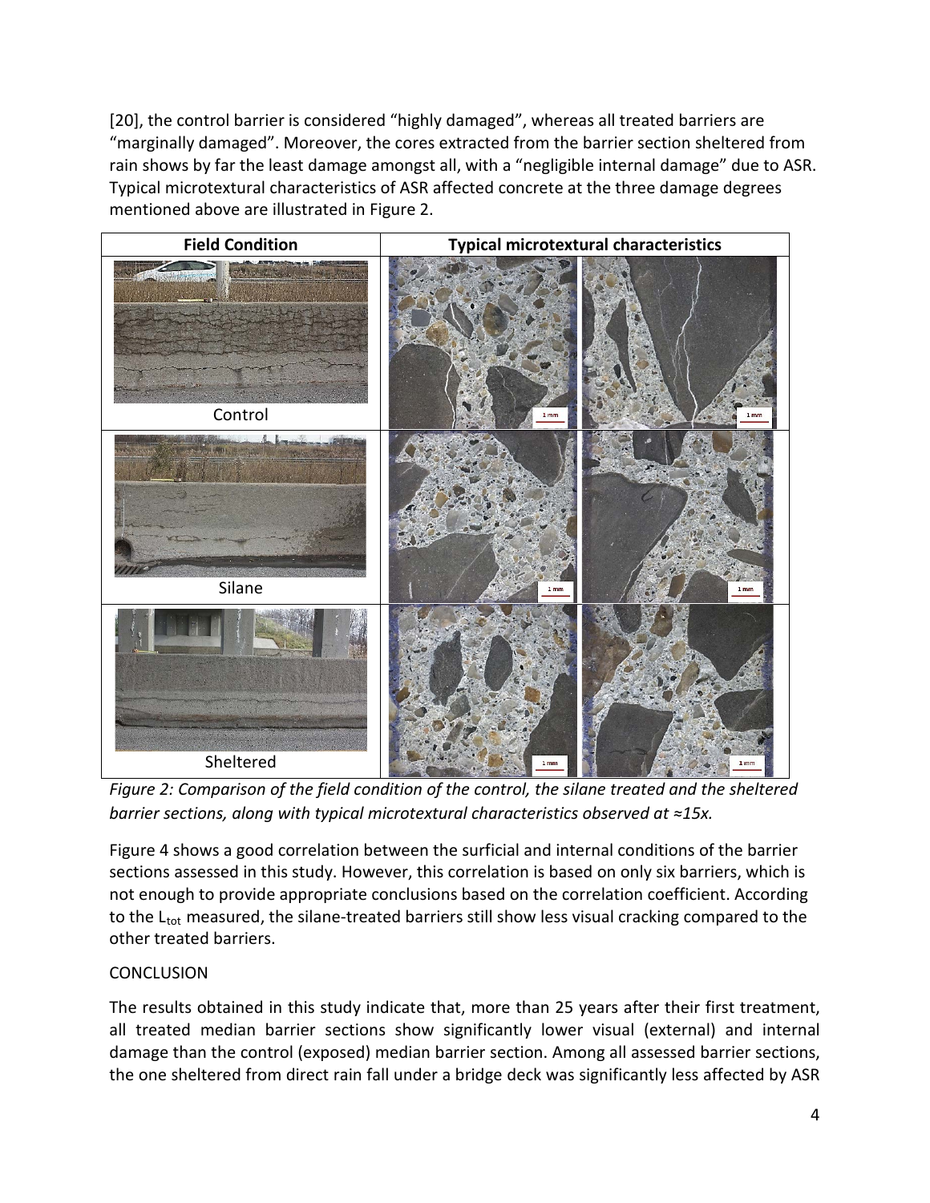[20], the control barrier is considered "highly damaged", whereas all treated barriers are "marginally damaged". Moreover, the cores extracted from the barrier section sheltered from rain shows by far the least damage amongst all, with a "negligible internal damage" due to ASR. Typical microtextural characteristics of ASR affected concrete at the three damage degrees mentioned above are illustrated in Figure 2.

| Field Condition | Typical microtextural characteristics |
| --- | --- |
| Control | |
| Silane | |
| Sheltered | |

*Figure 2: Comparison of the field condition of the control, the silane treated and the sheltered barrier sections, along with typical microtextural characteristics observed at ≈15x.*

Figure 4 shows a good correlation between the surficial and internal conditions of the barrier sections assessed in this study. However, this correlation is based on only six barriers, which is not enough to provide appropriate conclusions based on the correlation coefficient. According to the $L_{tot}$ measured, the silane-treated barriers still show less visual cracking compared to the other treated barriers.

## CONCLUSION

The results obtained in this study indicate that, more than 25 years after their first treatment, all treated median barrier sections show significantly lower visual (external) and internal damage than the control (exposed) median barrier section. Among all assessed barrier sections, the one sheltered from direct rain fall under a bridge deck was significantly less affected by ASR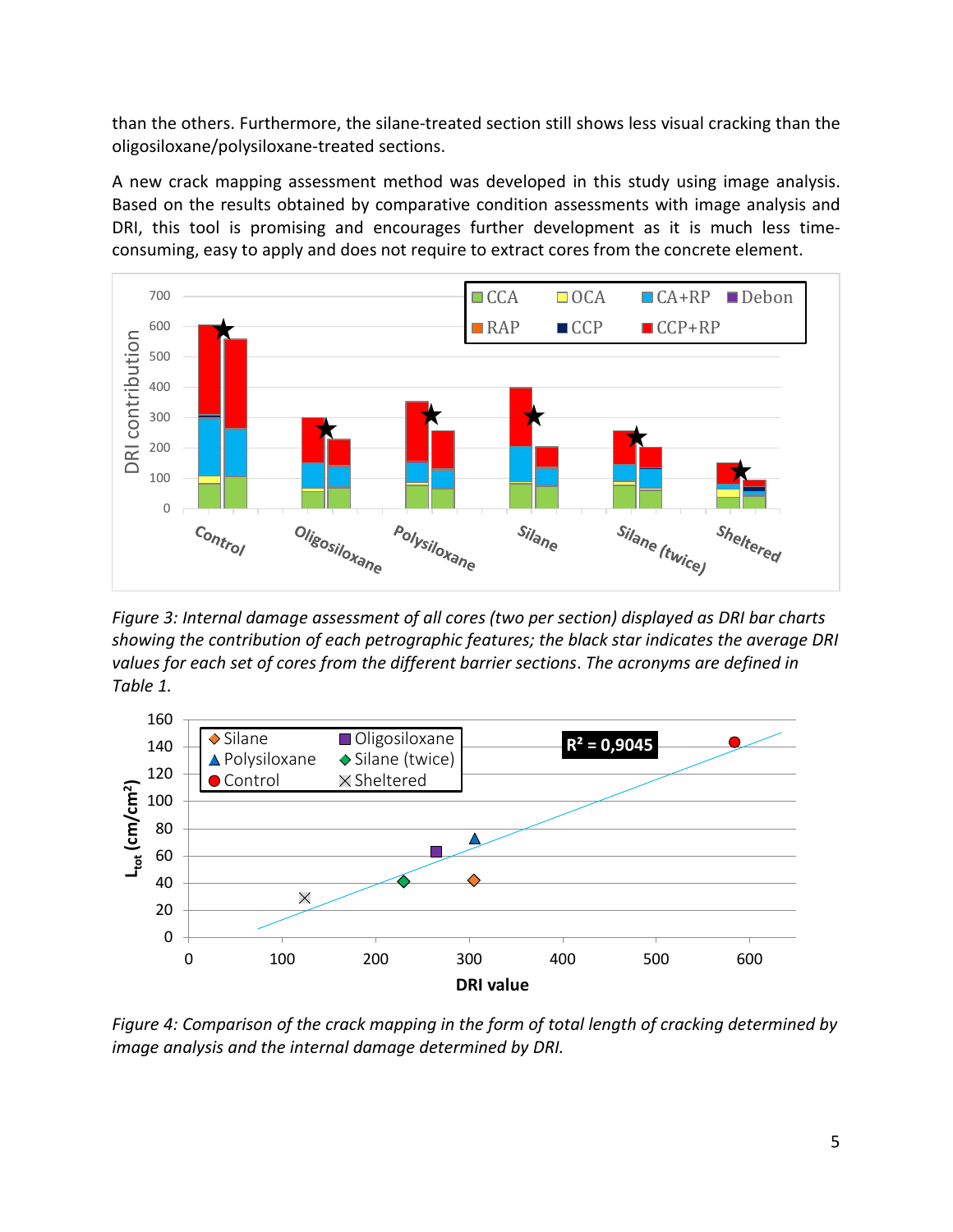than the others. Furthermore, the silane-treated section still shows less visual cracking than the oligosiloxane/polysiloxane-treated sections.

A new crack mapping assessment method was developed in this study using image analysis. Based on the results obtained by comparative condition assessments with image analysis and DRI, this tool is promising and encourages further development as it is much less time-consuming, easy to apply and does not require to extract cores from the concrete element.

*Figure 3: Internal damage assessment of all cores (two per section) displayed as DRI bar charts showing the contribution of each petrographic features; the black star indicates the average DRI values for each set of cores from the different barrier sections. The acronyms are defined in Table 1.*

*Figure 4: Comparison of the crack mapping in the form of total length of cracking determined by image analysis and the internal damage determined by DRI.*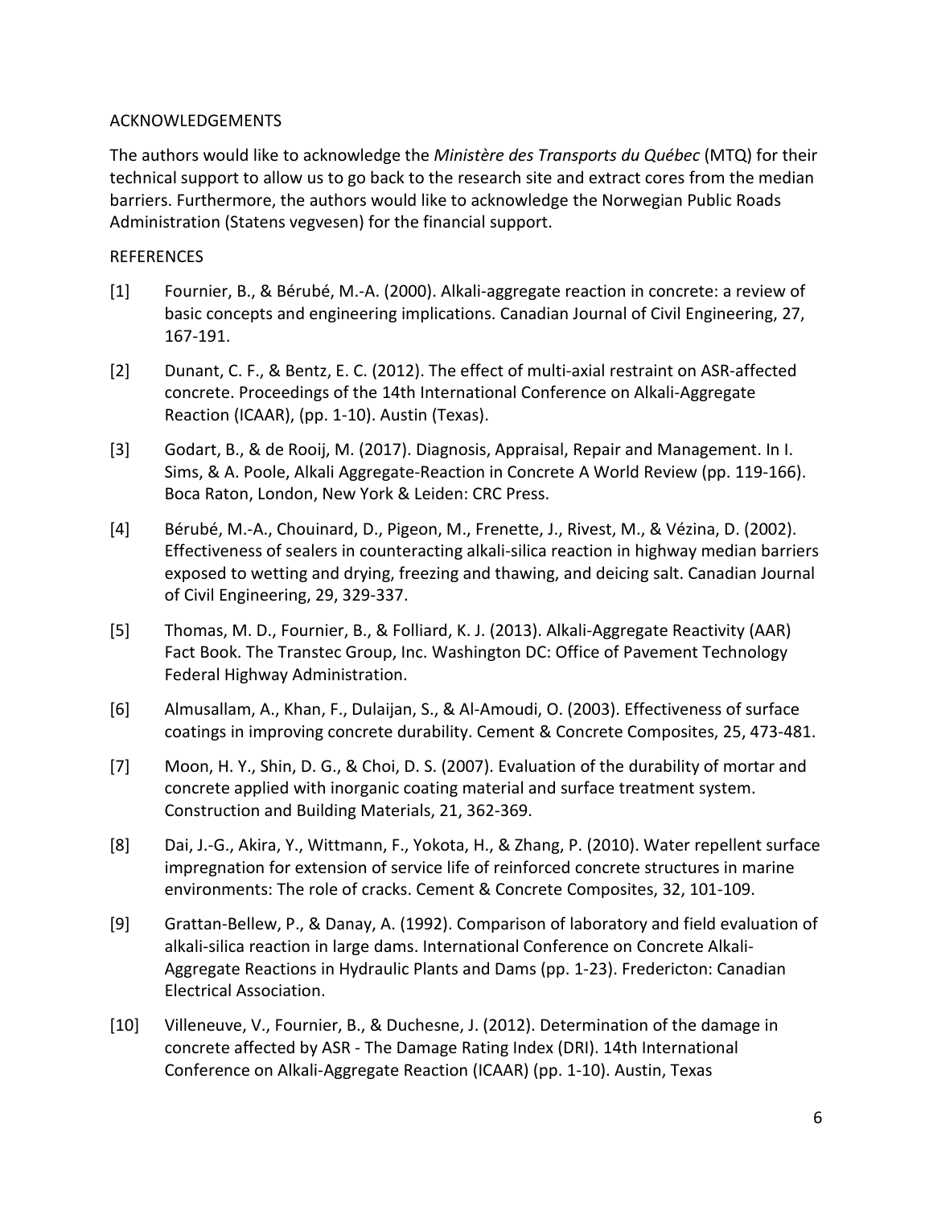## ACKNOWLEDGEMENTS

The authors would like to acknowledge the *Ministère des Transports du Québec* (MTQ) for their technical support to allow us to go back to the research site and extract cores from the median barriers. Furthermore, the authors would like to acknowledge the Norwegian Public Roads Administration (Statens vegvesen) for the financial support.

## REFERENCES

[1] Fournier, B., & Bérubé, M.-A. (2000). Alkali-aggregate reaction in concrete: a review of basic concepts and engineering implications. Canadian Journal of Civil Engineering, 27, 167-191.

[2] Dunant, C. F., & Bentz, E. C. (2012). The effect of multi-axial restraint on ASR-affected concrete. Proceedings of the 14th International Conference on Alkali-Aggregate Reaction (ICAAR), (pp. 1-10). Austin (Texas).

[3] Godart, B., & de Rooij, M. (2017). Diagnosis, Appraisal, Repair and Management. In I. Sims, & A. Poole, Alkali Aggregate-Reaction in Concrete A World Review (pp. 119-166). Boca Raton, London, New York & Leiden: CRC Press.

[4] Bérubé, M.-A., Chouinard, D., Pigeon, M., Frenette, J., Rivest, M., & Vézina, D. (2002). Effectiveness of sealers in counteracting alkali-silica reaction in highway median barriers exposed to wetting and drying, freezing and thawing, and deicing salt. Canadian Journal of Civil Engineering, 29, 329-337.

[5] Thomas, M. D., Fournier, B., & Folliard, K. J. (2013). Alkali-Aggregate Reactivity (AAR) Fact Book. The Transtec Group, Inc. Washington DC: Office of Pavement Technology Federal Highway Administration.

[6] Almusallam, A., Khan, F., Dulaijan, S., & Al-Amoudi, O. (2003). Effectiveness of surface coatings in improving concrete durability. Cement & Concrete Composites, 25, 473-481.

[7] Moon, H. Y., Shin, D. G., & Choi, D. S. (2007). Evaluation of the durability of mortar and concrete applied with inorganic coating material and surface treatment system. Construction and Building Materials, 21, 362-369.

[8] Dai, J.-G., Akira, Y., Wittmann, F., Yokota, H., & Zhang, P. (2010). Water repellent surface impregnation for extension of service life of reinforced concrete structures in marine environments: The role of cracks. Cement & Concrete Composites, 32, 101-109.

[9] Grattan-Bellew, P., & Danay, A. (1992). Comparison of laboratory and field evaluation of alkali-silica reaction in large dams. International Conference on Concrete Alkali-Aggregate Reactions in Hydraulic Plants and Dams (pp. 1-23). Fredericton: Canadian Electrical Association.

[10] Villeneuve, V., Fournier, B., & Duchesne, J. (2012). Determination of the damage in concrete affected by ASR - The Damage Rating Index (DRI). 14th International Conference on Alkali-Aggregate Reaction (ICAAR) (pp. 1-10). Austin, Texas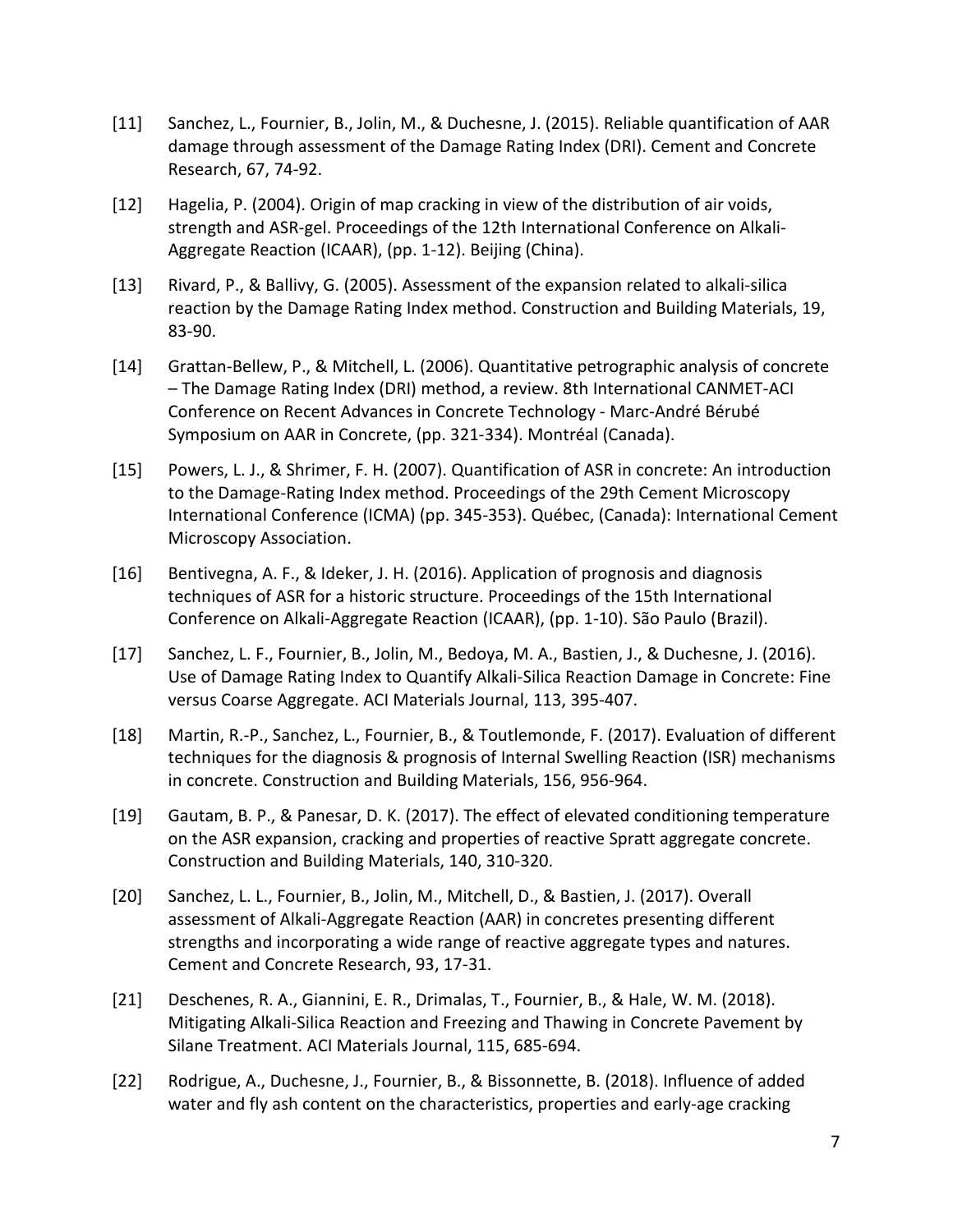[11] Sanchez, L., Fournier, B., Jolin, M., & Duchesne, J. (2015). Reliable quantification of AAR damage through assessment of the Damage Rating Index (DRI). Cement and Concrete Research, 67, 74-92.

[12] Hagelia, P. (2004). Origin of map cracking in view of the distribution of air voids, strength and ASR-gel. Proceedings of the 12th International Conference on Alkali-Aggregate Reaction (ICAAR), (pp. 1-12). Beijing (China).

[13] Rivard, P., & Ballivy, G. (2005). Assessment of the expansion related to alkali-silica reaction by the Damage Rating Index method. Construction and Building Materials, 19, 83-90.

[14] Grattan-Bellew, P., & Mitchell, L. (2006). Quantitative petrographic analysis of concrete – The Damage Rating Index (DRI) method, a review. 8th International CANMET-ACI Conference on Recent Advances in Concrete Technology - Marc-André Bérubé Symposium on AAR in Concrete, (pp. 321-334). Montréal (Canada).

[15] Powers, L. J., & Shrimer, F. H. (2007). Quantification of ASR in concrete: An introduction to the Damage-Rating Index method. Proceedings of the 29th Cement Microscopy International Conference (ICMA) (pp. 345-353). Québec, (Canada): International Cement Microscopy Association.

[16] Bentivegna, A. F., & Ideker, J. H. (2016). Application of prognosis and diagnosis techniques of ASR for a historic structure. Proceedings of the 15th International Conference on Alkali-Aggregate Reaction (ICAAR), (pp. 1-10). São Paulo (Brazil).

[17] Sanchez, L. F., Fournier, B., Jolin, M., Bedoya, M. A., Bastien, J., & Duchesne, J. (2016). Use of Damage Rating Index to Quantify Alkali-Silica Reaction Damage in Concrete: Fine versus Coarse Aggregate. ACI Materials Journal, 113, 395-407.

[18] Martin, R.-P., Sanchez, L., Fournier, B., & Toutlemonde, F. (2017). Evaluation of different techniques for the diagnosis & prognosis of Internal Swelling Reaction (ISR) mechanisms in concrete. Construction and Building Materials, 156, 956-964.

[19] Gautam, B. P., & Panesar, D. K. (2017). The effect of elevated conditioning temperature on the ASR expansion, cracking and properties of reactive Spratt aggregate concrete. Construction and Building Materials, 140, 310-320.

[20] Sanchez, L. L., Fournier, B., Jolin, M., Mitchell, D., & Bastien, J. (2017). Overall assessment of Alkali-Aggregate Reaction (AAR) in concretes presenting different strengths and incorporating a wide range of reactive aggregate types and natures. Cement and Concrete Research, 93, 17-31.

[21] Deschenes, R. A., Giannini, E. R., Drimalas, T., Fournier, B., & Hale, W. M. (2018). Mitigating Alkali-Silica Reaction and Freezing and Thawing in Concrete Pavement by Silane Treatment. ACI Materials Journal, 115, 685-694.

[22] Rodrigue, A., Duchesne, J., Fournier, B., & Bissonnette, B. (2018). Influence of added water and fly ash content on the characteristics, properties and early-age cracking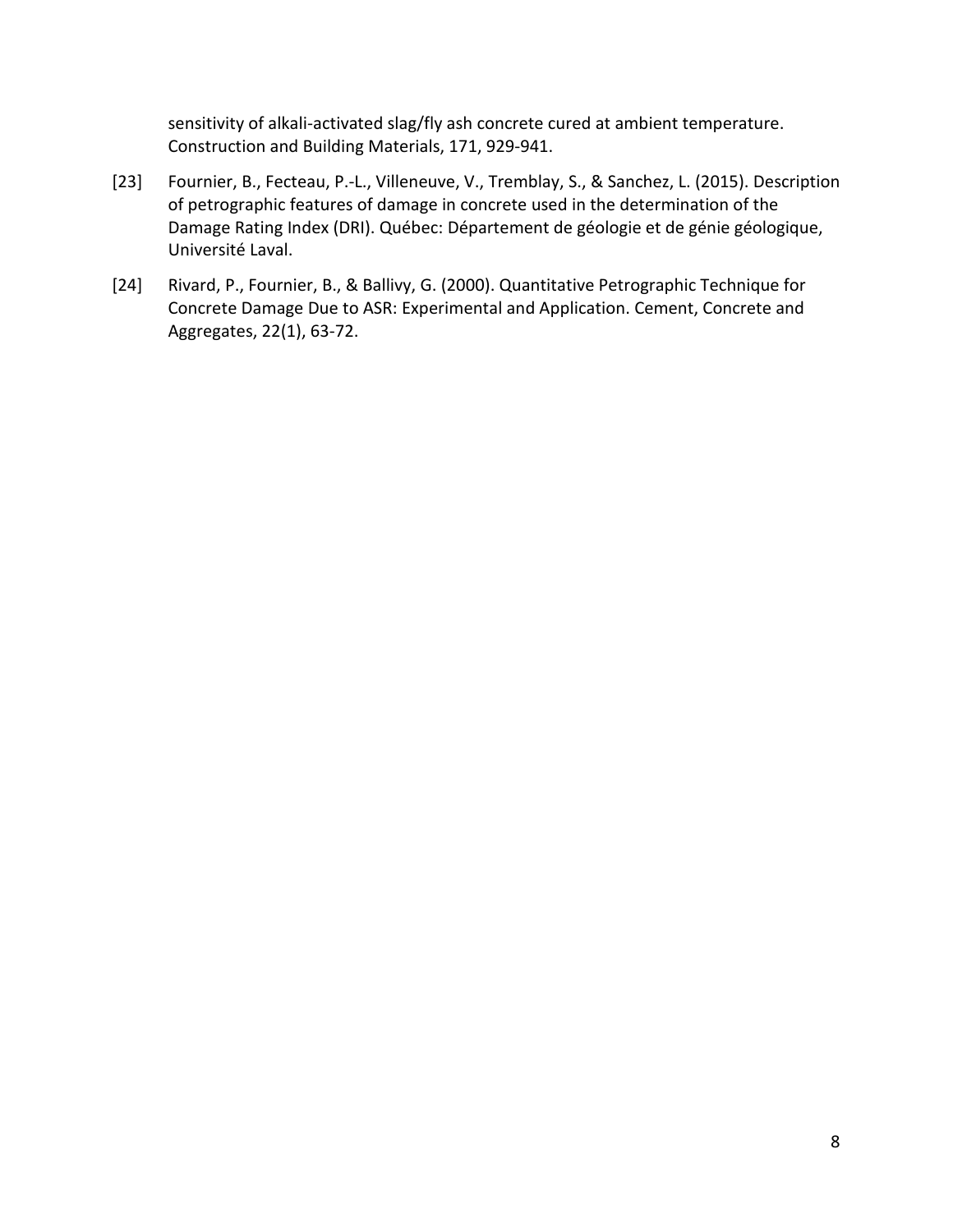sensitivity of alkali-activated slag/fly ash concrete cured at ambient temperature. Construction and Building Materials, 171, 929-941.

[23] Fournier, B., Fecteau, P.-L., Villeneuve, V., Tremblay, S., & Sanchez, L. (2015). Description of petrographic features of damage in concrete used in the determination of the Damage Rating Index (DRI). Québec: Département de géologie et de génie géologique, Université Laval.

[24] Rivard, P., Fournier, B., & Ballivy, G. (2000). Quantitative Petrographic Technique for Concrete Damage Due to ASR: Experimental and Application. Cement, Concrete and Aggregates, 22(1), 63-72.